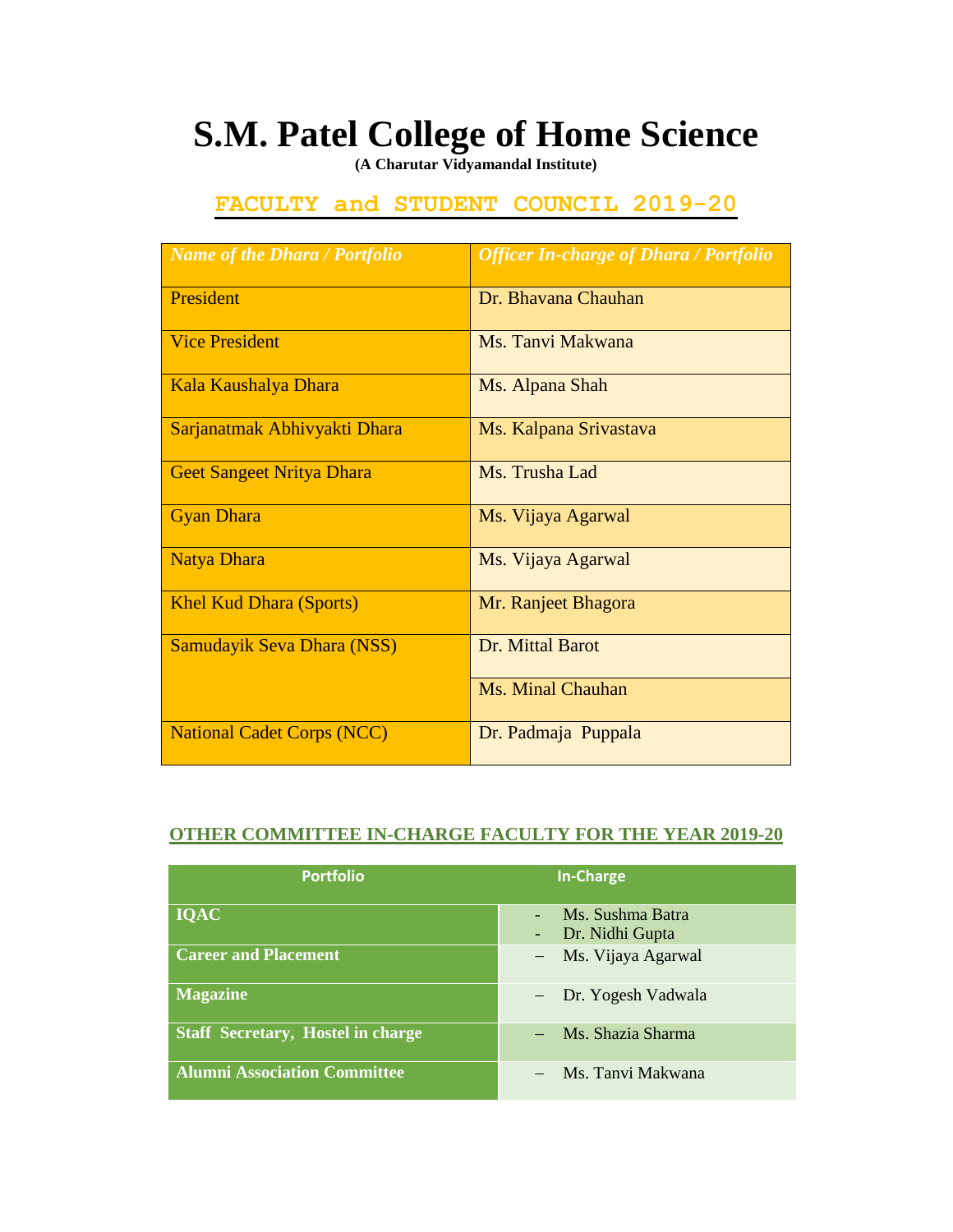# S.M. Patel College of Home Science

**(A Charutar Vidyamandal Institute)**

## FACULTY and STUDENT COUNCIL 2019-20

| *Name of the Dhara / Portfolio* | *Officer In-charge of Dhara / Portfolio* |
|---|---|
| President | Dr. Bhavana Chauhan |
| Vice President | Ms. Tanvi Makwana |
| Kala Kaushalya Dhara | Ms. Alpana Shah |
| Sarjanatmak Abhivyakti Dhara | Ms. Kalpana Srivastava |
| Geet Sangeet Nritya Dhara | Ms. Trusha Lad |
| Gyan Dhara | Ms. Vijaya Agarwal |
| Natya Dhara | Ms. Vijaya Agarwal |
| Khel Kud Dhara (Sports) | Mr. Ranjeet Bhagora |
| Samudayik Seva Dhara (NSS) | Dr. Mittal Barot |
| | Ms. Minal Chauhan |
| National Cadet Corps (NCC) | Dr. Padmaja Puppala |

## OTHER COMMITTEE IN-CHARGE FACULTY FOR THE YEAR 2019-20

| Portfolio | In-Charge |
|---|---|
| **IQAC** | - Ms. Sushma Batra<br>- Dr. Nidhi Gupta |
| **Career and Placement** | – Ms. Vijaya Agarwal |
| **Magazine** | – Dr. Yogesh Vadwala |
| **Staff Secretary, Hostel in charge** | – Ms. Shazia Sharma |
| **Alumni Association Committee** | – Ms. Tanvi Makwana |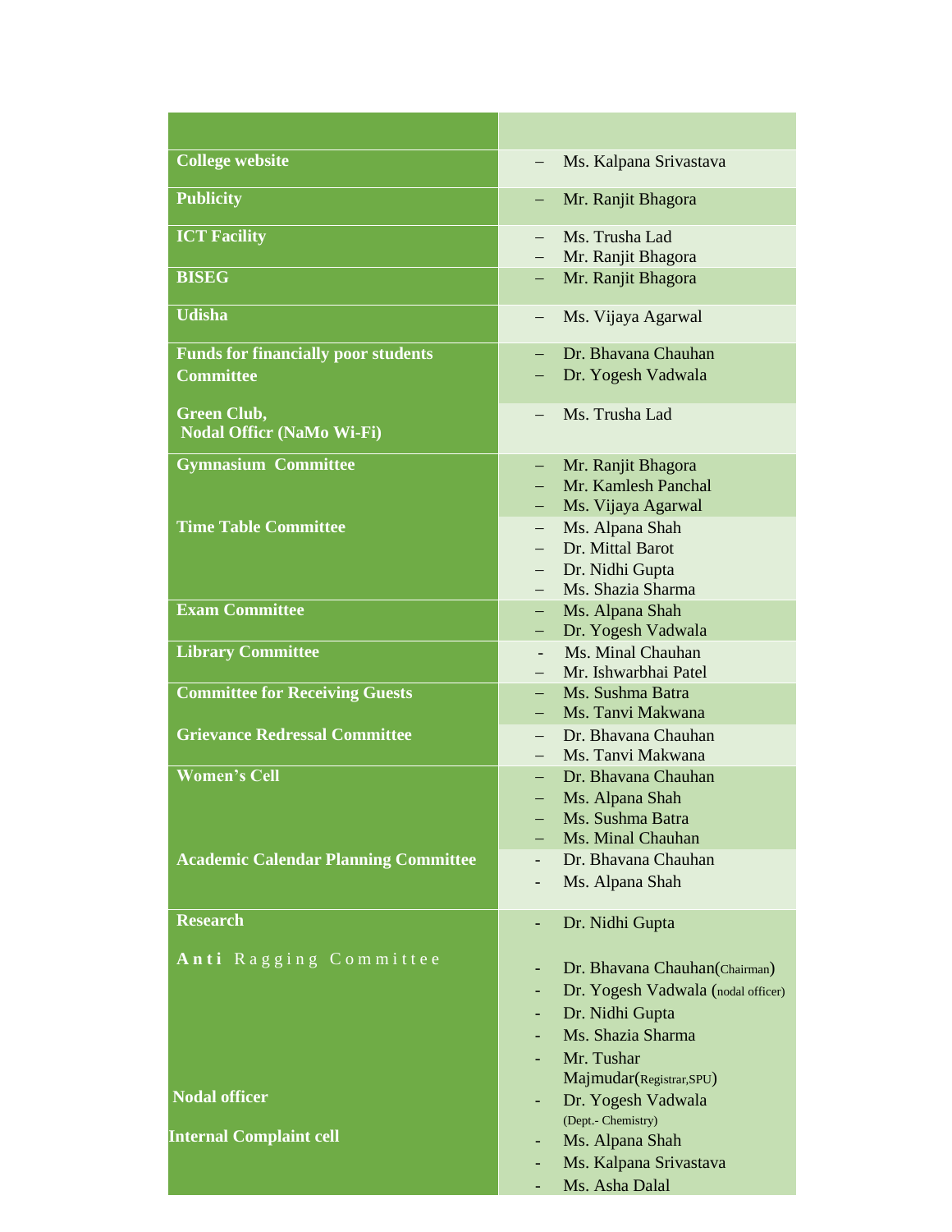| | |
|---|---|
| **College website** | – Ms. Kalpana Srivastava |
| **Publicity** | – Mr. Ranjit Bhagora |
| **ICT Facility** | – Ms. Trusha Lad<br>– Mr. Ranjit Bhagora |
| **BISEG** | – Mr. Ranjit Bhagora |
| **Udisha** | – Ms. Vijaya Agarwal |
| **Funds for financially poor students Committee** | – Dr. Bhavana Chauhan<br>– Dr. Yogesh Vadwala |
| **Green Club, Nodal Officr (NaMo Wi-Fi)** | – Ms. Trusha Lad |
| **Gymnasium Committee** | – Mr. Ranjit Bhagora<br>– Mr. Kamlesh Panchal<br>– Ms. Vijaya Agarwal |
| **Time Table Committee** | – Ms. Alpana Shah<br>– Dr. Mittal Barot<br>– Dr. Nidhi Gupta<br>– Ms. Shazia Sharma |
| **Exam Committee** | – Ms. Alpana Shah<br>– Dr. Yogesh Vadwala |
| **Library Committee** | - Ms. Minal Chauhan<br>– Mr. Ishwarbhai Patel |
| **Committee for Receiving Guests** | – Ms. Sushma Batra<br>– Ms. Tanvi Makwana |
| **Grievance Redressal Committee** | – Dr. Bhavana Chauhan<br>– Ms. Tanvi Makwana |
| **Women's Cell** | – Dr. Bhavana Chauhan<br>– Ms. Alpana Shah<br>– Ms. Sushma Batra<br>– Ms. Minal Chauhan |
| **Academic Calendar Planning Committee** | - Dr. Bhavana Chauhan<br>- Ms. Alpana Shah |
| **Research** | - Dr. Nidhi Gupta |
| **Anti Ragging Committee** | - Dr. Bhavana Chauhan(Chairman)<br>- Dr. Yogesh Vadwala (nodal officer)<br>- Dr. Nidhi Gupta<br>- Ms. Shazia Sharma<br>- Mr. Tushar Majmudar(Registrar,SPU) |
| **Nodal officer** | - Dr. Yogesh Vadwala (Dept.- Chemistry) |
| **Internal Complaint cell** | - Ms. Alpana Shah<br>- Ms. Kalpana Srivastava<br>- Ms. Asha Dalal |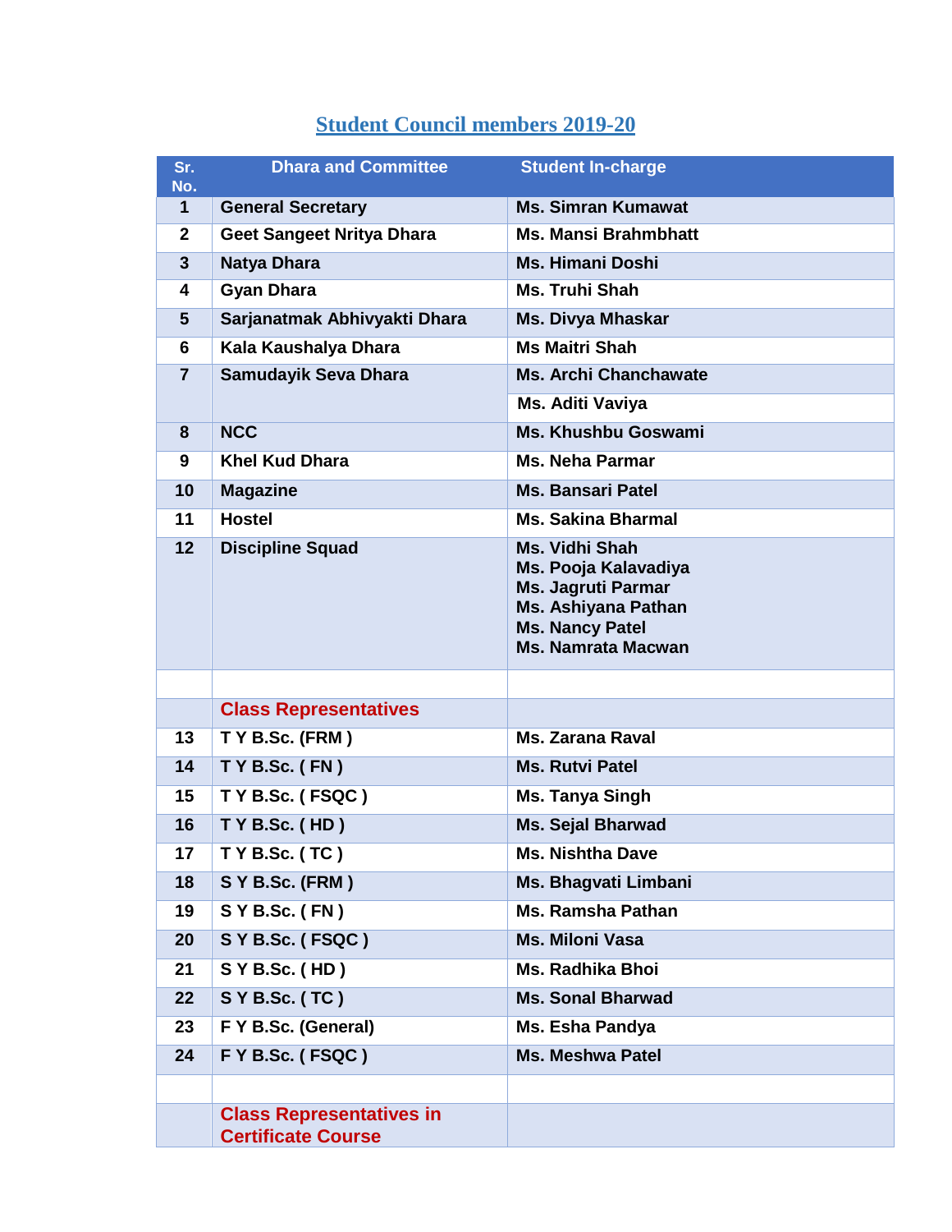## Student Council members 2019-20

| Sr. No. | Dhara and Committee | Student In-charge |
|---|---|---|
| 1 | General Secretary | Ms. Simran Kumawat |
| 2 | Geet Sangeet Nritya Dhara | Ms. Mansi Brahmbhatt |
| 3 | Natya Dhara | Ms. Himani Doshi |
| 4 | Gyan Dhara | Ms. Truhi Shah |
| 5 | Sarjanatmak Abhivyakti Dhara | Ms. Divya Mhaskar |
| 6 | Kala Kaushalya Dhara | Ms Maitri Shah |
| 7 | Samudayik Seva Dhara | Ms. Archi Chanchawate |
| | | Ms. Aditi Vaviya |
| 8 | NCC | Ms. Khushbu Goswami |
| 9 | Khel Kud Dhara | Ms. Neha Parmar |
| 10 | Magazine | Ms. Bansari Patel |
| 11 | Hostel | Ms. Sakina Bharmal |
| 12 | Discipline Squad | Ms. Vidhi Shah<br>Ms. Pooja Kalavadiya<br>Ms. Jagruti Parmar<br>Ms. Ashiyana Pathan<br>Ms. Nancy Patel<br>Ms. Namrata Macwan |
| | | |
| | **Class Representatives** | |
| 13 | T Y B.Sc. (FRM ) | Ms. Zarana Raval |
| 14 | T Y B.Sc. ( FN ) | Ms. Rutvi Patel |
| 15 | T Y B.Sc. ( FSQC ) | Ms. Tanya Singh |
| 16 | T Y B.Sc. ( HD ) | Ms. Sejal Bharwad |
| 17 | T Y B.Sc. ( TC ) | Ms. Nishtha Dave |
| 18 | S Y B.Sc. (FRM ) | Ms. Bhagvati Limbani |
| 19 | S Y B.Sc. ( FN ) | Ms. Ramsha Pathan |
| 20 | S Y B.Sc. ( FSQC ) | Ms. Miloni Vasa |
| 21 | S Y B.Sc. ( HD ) | Ms. Radhika Bhoi |
| 22 | S Y B.Sc. ( TC ) | Ms. Sonal Bharwad |
| 23 | F Y B.Sc. (General) | Ms. Esha Pandya |
| 24 | F Y B.Sc. ( FSQC ) | Ms. Meshwa Patel |
| | | |
| | **Class Representatives in Certificate Course** | |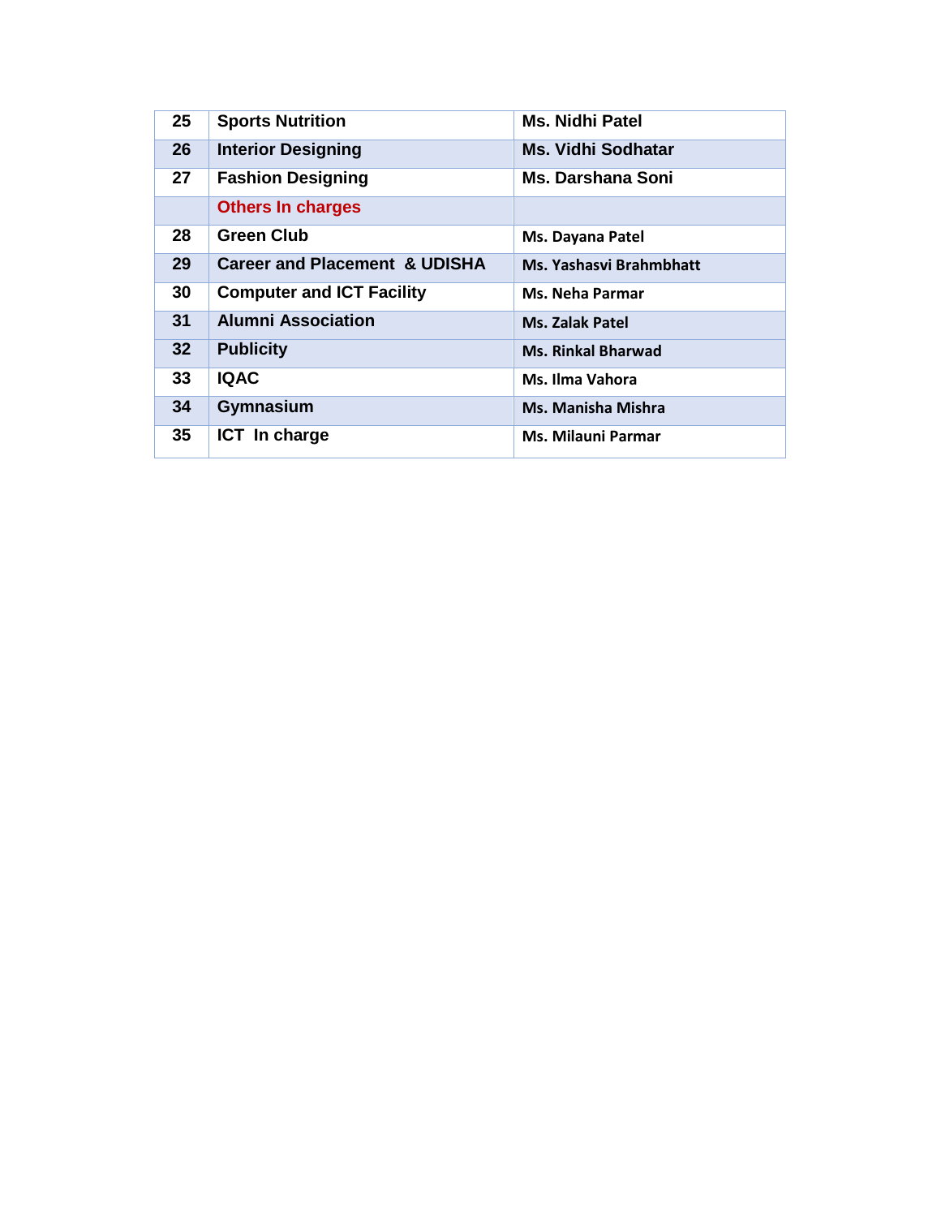| | | |
|---|---|---|
| 25 | **Sports Nutrition** | **Ms. Nidhi Patel** |
| 26 | **Interior Designing** | **Ms. Vidhi Sodhatar** |
| 27 | **Fashion Designing** | **Ms. Darshana Soni** |
| | **Others In charges** | |
| 28 | **Green Club** | **Ms. Dayana Patel** |
| 29 | **Career and Placement & UDISHA** | **Ms. Yashasvi Brahmbhatt** |
| 30 | **Computer and ICT Facility** | **Ms. Neha Parmar** |
| 31 | **Alumni Association** | **Ms. Zalak Patel** |
| 32 | **Publicity** | **Ms. Rinkal Bharwad** |
| 33 | **IQAC** | **Ms. Ilma Vahora** |
| 34 | **Gymnasium** | **Ms. Manisha Mishra** |
| 35 | **ICT In charge** | **Ms. Milauni Parmar** |